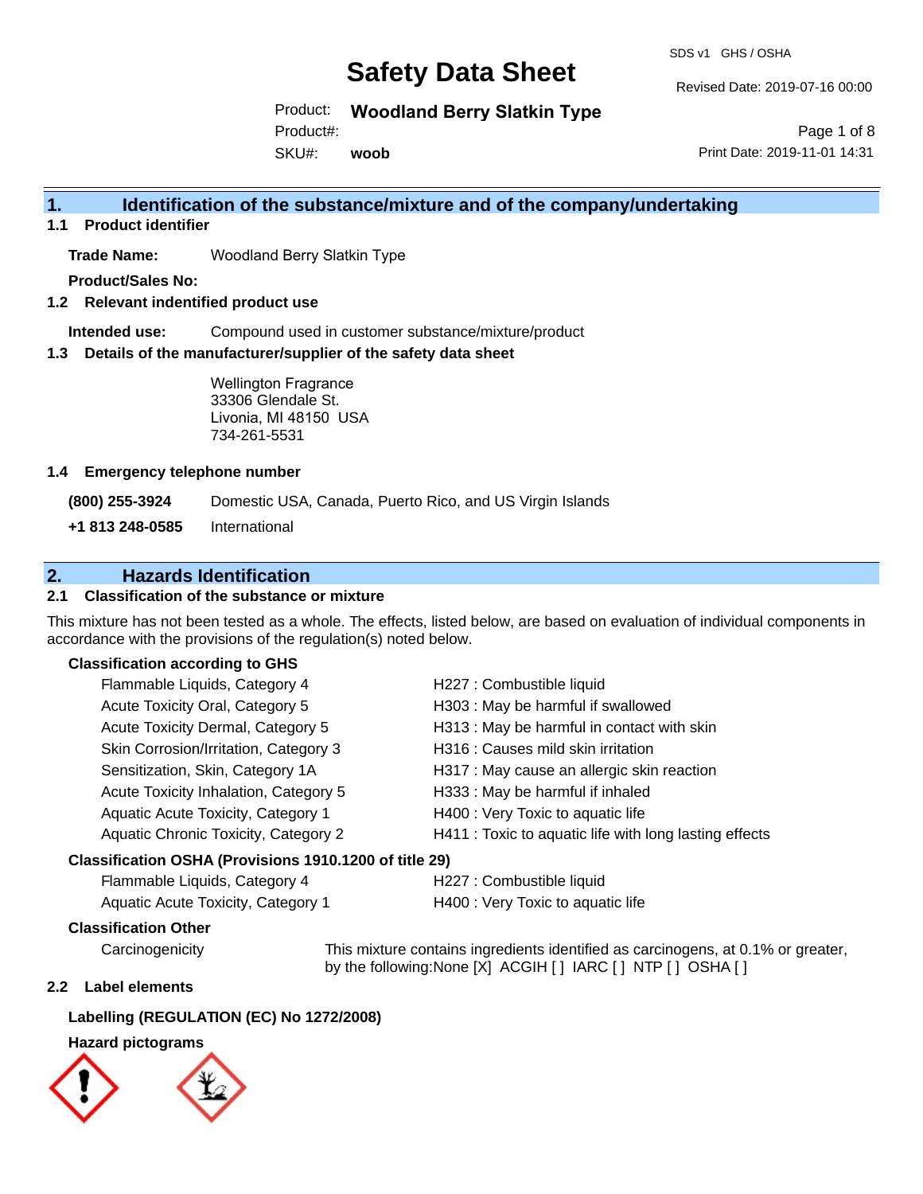# Safety Data Sheet

SDS v1 GHS / OSHA

Revised Date: 2019-07-16 00:00

Product: **Woodland Berry Slatkin Type**

Product#:

SKU#: **woob**

Print Date: 2019-11-01 14:31

## 1. Identification of the substance/mixture and of the company/undertaking

### 1.1 Product identifier

**Trade Name:** Woodland Berry Slatkin Type

**Product/Sales No:**

### 1.2 Relevant indentified product use

**Intended use:** Compound used in customer substance/mixture/product

### 1.3 Details of the manufacturer/supplier of the safety data sheet

Wellington Fragrance
33306 Glendale St.
Livonia, MI 48150 USA
734-261-5531

### 1.4 Emergency telephone number

**(800) 255-3924** Domestic USA, Canada, Puerto Rico, and US Virgin Islands

**+1 813 248-0585** International

## 2. Hazards Identification

### 2.1 Classification of the substance or mixture

This mixture has not been tested as a whole. The effects, listed below, are based on evaluation of individual components in accordance with the provisions of the regulation(s) noted below.

**Classification according to GHS**

| | |
|---|---|
| Flammable Liquids, Category 4 | H227 : Combustible liquid |
| Acute Toxicity Oral, Category 5 | H303 : May be harmful if swallowed |
| Acute Toxicity Dermal, Category 5 | H313 : May be harmful in contact with skin |
| Skin Corrosion/Irritation, Category 3 | H316 : Causes mild skin irritation |
| Sensitization, Skin, Category 1A | H317 : May cause an allergic skin reaction |
| Acute Toxicity Inhalation, Category 5 | H333 : May be harmful if inhaled |
| Aquatic Acute Toxicity, Category 1 | H400 : Very Toxic to aquatic life |
| Aquatic Chronic Toxicity, Category 2 | H411 : Toxic to aquatic life with long lasting effects |

**Classification OSHA (Provisions 1910.1200 of title 29)**

| | |
|---|---|
| Flammable Liquids, Category 4 | H227 : Combustible liquid |
| Aquatic Acute Toxicity, Category 1 | H400 : Very Toxic to aquatic life |

**Classification Other**

Carcinogenicity: This mixture contains ingredients identified as carcinogens, at 0.1% or greater, by the following:None [X] ACGIH [ ] IARC [ ] NTP [ ] OSHA [ ]

### 2.2 Label elements

**Labelling (REGULATION (EC) No 1272/2008)**

**Hazard pictograms**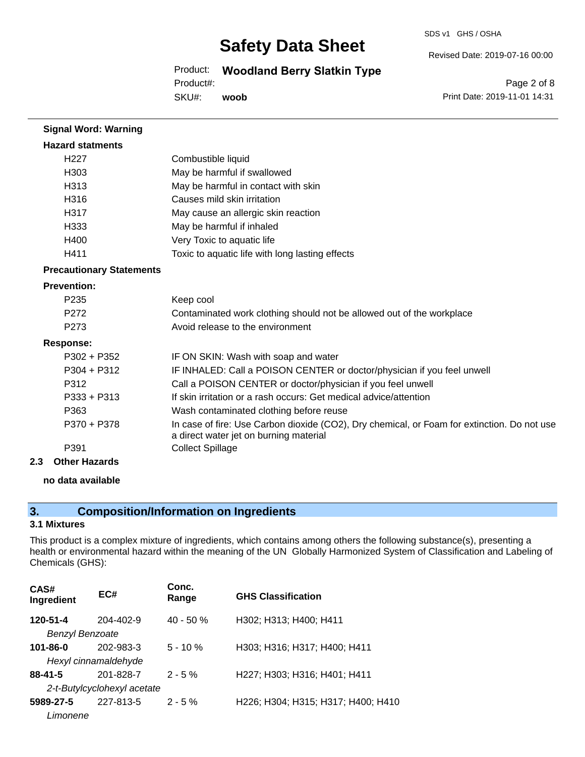**Signal Word: Warning**

**Hazard statments**

| | |
|---|---|
| H227 | Combustible liquid |
| H303 | May be harmful if swallowed |
| H313 | May be harmful in contact with skin |
| H316 | Causes mild skin irritation |
| H317 | May cause an allergic skin reaction |
| H333 | May be harmful if inhaled |
| H400 | Very Toxic to aquatic life |
| H411 | Toxic to aquatic life with long lasting effects |

**Precautionary Statements**

**Prevention:**

| | |
|---|---|
| P235 | Keep cool |
| P272 | Contaminated work clothing should not be allowed out of the workplace |
| P273 | Avoid release to the environment |

**Response:**

| | |
|---|---|
| P302 + P352 | IF ON SKIN: Wash with soap and water |
| P304 + P312 | IF INHALED: Call a POISON CENTER or doctor/physician if you feel unwell |
| P312 | Call a POISON CENTER or doctor/physician if you feel unwell |
| P333 + P313 | If skin irritation or a rash occurs: Get medical advice/attention |
| P363 | Wash contaminated clothing before reuse |
| P370 + P378 | In case of fire: Use Carbon dioxide ($CO_2$), Dry chemical, or Foam for extinction. Do not use a direct water jet on burning material |
| P391 | Collect Spillage |

### 2.3 Other Hazards

**no data available**

## 3. Composition/Information on Ingredients

### 3.1 Mixtures

This product is a complex mixture of ingredients, which contains among others the following substance(s), presenting a health or environmental hazard within the meaning of the UN Globally Harmonized System of Classification and Labeling of Chemicals (GHS):

| CAS# Ingredient | EC# | Conc. Range | GHS Classification |
|---|---|---|---|
| **120-51-4** *Benzyl Benzoate* | 204-402-9 | 40 - 50 % | H302; H313; H400; H411 |
| **101-86-0** *Hexyl cinnamaldehyde* | 202-983-3 | 5 - 10 % | H303; H316; H317; H400; H411 |
| **88-41-5** *2-t-Butylcyclohexyl acetate* | 201-828-7 | 2 - 5 % | H227; H303; H316; H401; H411 |
| **5989-27-5** *Limonene* | 227-813-5 | 2 - 5 % | H226; H304; H315; H317; H400; H410 |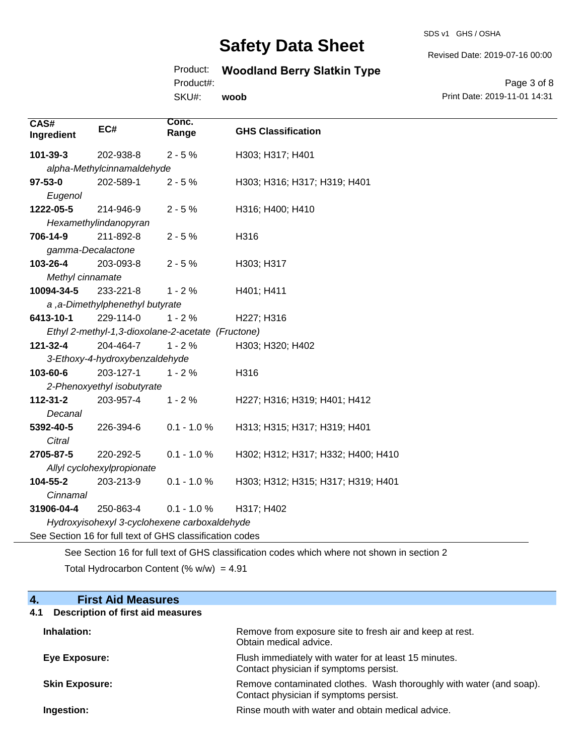| CAS# Ingredient | EC# | Conc. Range | GHS Classification |
|---|---|---|---|
| **101-39-3** | 202-938-8 | 2 - 5 % | H303; H317; H401 |
| *alpha-Methylcinnamaldehyde* | | | |
| **97-53-0** | 202-589-1 | 2 - 5 % | H303; H316; H317; H319; H401 |
| *Eugenol* | | | |
| **1222-05-5** | 214-946-9 | 2 - 5 % | H316; H400; H410 |
| *Hexamethylindanopyran* | | | |
| **706-14-9** | 211-892-8 | 2 - 5 % | H316 |
| *gamma-Decalactone* | | | |
| **103-26-4** | 203-093-8 | 2 - 5 % | H303; H317 |
| *Methyl cinnamate* | | | |
| **10094-34-5** | 233-221-8 | 1 - 2 % | H401; H411 |
| *a ,a-Dimethylphenethyl butyrate* | | | |
| **6413-10-1** | 229-114-0 | 1 - 2 % | H227; H316 |
| *Ethyl 2-methyl-1,3-dioxolane-2-acetate (Fructone)* | | | |
| **121-32-4** | 204-464-7 | 1 - 2 % | H303; H320; H402 |
| *3-Ethoxy-4-hydroxybenzaldehyde* | | | |
| **103-60-6** | 203-127-1 | 1 - 2 % | H316 |
| *2-Phenoxyethyl isobutyrate* | | | |
| **112-31-2** | 203-957-4 | 1 - 2 % | H227; H316; H319; H401; H412 |
| *Decanal* | | | |
| **5392-40-5** | 226-394-6 | 0.1 - 1.0 % | H313; H315; H317; H319; H401 |
| *Citral* | | | |
| **2705-87-5** | 220-292-5 | 0.1 - 1.0 % | H302; H312; H317; H332; H400; H410 |
| *Allyl cyclohexylpropionate* | | | |
| **104-55-2** | 203-213-9 | 0.1 - 1.0 % | H303; H312; H315; H317; H319; H401 |
| *Cinnamal* | | | |
| **31906-04-4** | 250-863-4 | 0.1 - 1.0 % | H317; H402 |
| *Hydroxyisohexyl 3-cyclohexene carboxaldehyde* | | | |

See Section 16 for full text of GHS classification codes

See Section 16 for full text of GHS classification codes which where not shown in section 2

Total Hydrocarbon Content (% w/w) = 4.91

## 4. First Aid Measures

### 4.1 Description of first aid measures

**Inhalation:** Remove from exposure site to fresh air and keep at rest. Obtain medical advice.

**Eye Exposure:** Flush immediately with water for at least 15 minutes. Contact physician if symptoms persist.

**Skin Exposure:** Remove contaminated clothes. Wash thoroughly with water (and soap). Contact physician if symptoms persist.

**Ingestion:** Rinse mouth with water and obtain medical advice.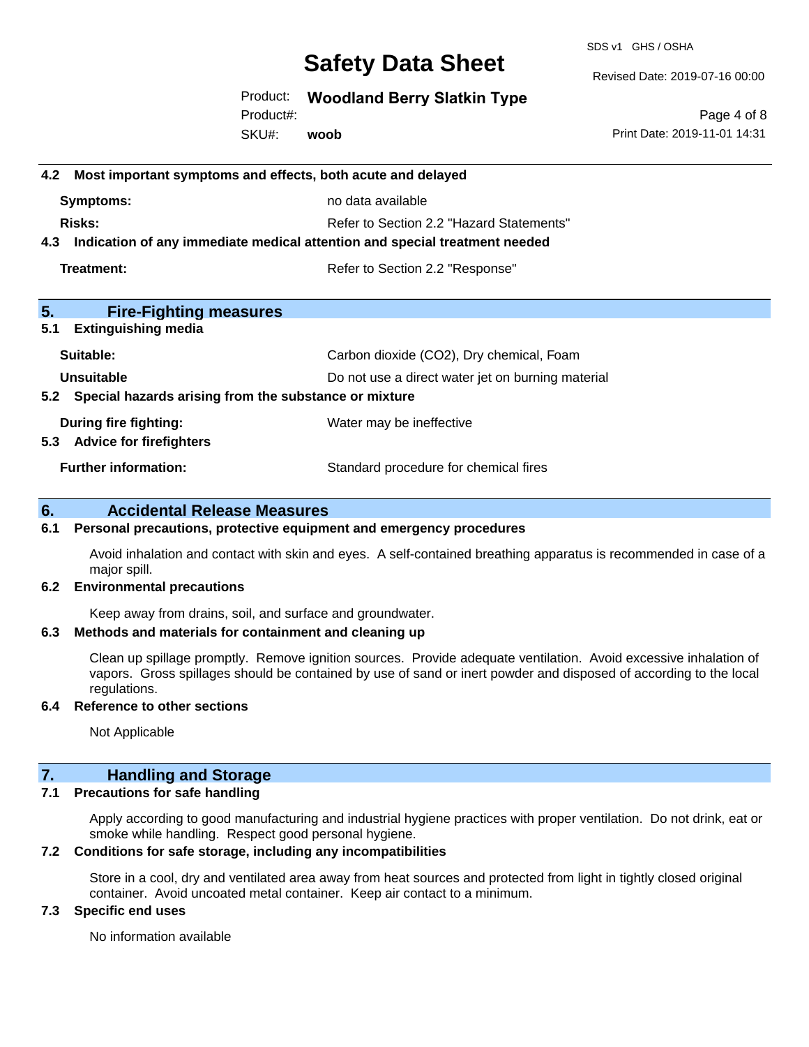### 4.2 Most important symptoms and effects, both acute and delayed

| | |
|---|---|
| **Symptoms:** | no data available |
| **Risks:** | Refer to Section 2.2 "Hazard Statements" |

### 4.3 Indication of any immediate medical attention and special treatment needed

| | |
|---|---|
| **Treatment:** | Refer to Section 2.2 "Response" |

## 5. Fire-Fighting measures

### 5.1 Extinguishing media

| | |
|---|---|
| **Suitable:** | Carbon dioxide ($CO_2$), Dry chemical, Foam |
| **Unsuitable** | Do not use a direct water jet on burning material |

### 5.2 Special hazards arising from the substance or mixture

| | |
|---|---|
| **During fire fighting:** | Water may be ineffective |

### 5.3 Advice for firefighters

| | |
|---|---|
| **Further information:** | Standard procedure for chemical fires |

## 6. Accidental Release Measures

### 6.1 Personal precautions, protective equipment and emergency procedures

Avoid inhalation and contact with skin and eyes. A self-contained breathing apparatus is recommended in case of a major spill.

### 6.2 Environmental precautions

Keep away from drains, soil, and surface and groundwater.

### 6.3 Methods and materials for containment and cleaning up

Clean up spillage promptly. Remove ignition sources. Provide adequate ventilation. Avoid excessive inhalation of vapors. Gross spillages should be contained by use of sand or inert powder and disposed of according to the local regulations.

### 6.4 Reference to other sections

Not Applicable

## 7. Handling and Storage

### 7.1 Precautions for safe handling

Apply according to good manufacturing and industrial hygiene practices with proper ventilation. Do not drink, eat or smoke while handling. Respect good personal hygiene.

### 7.2 Conditions for safe storage, including any incompatibilities

Store in a cool, dry and ventilated area away from heat sources and protected from light in tightly closed original container. Avoid uncoated metal container. Keep air contact to a minimum.

### 7.3 Specific end uses

No information available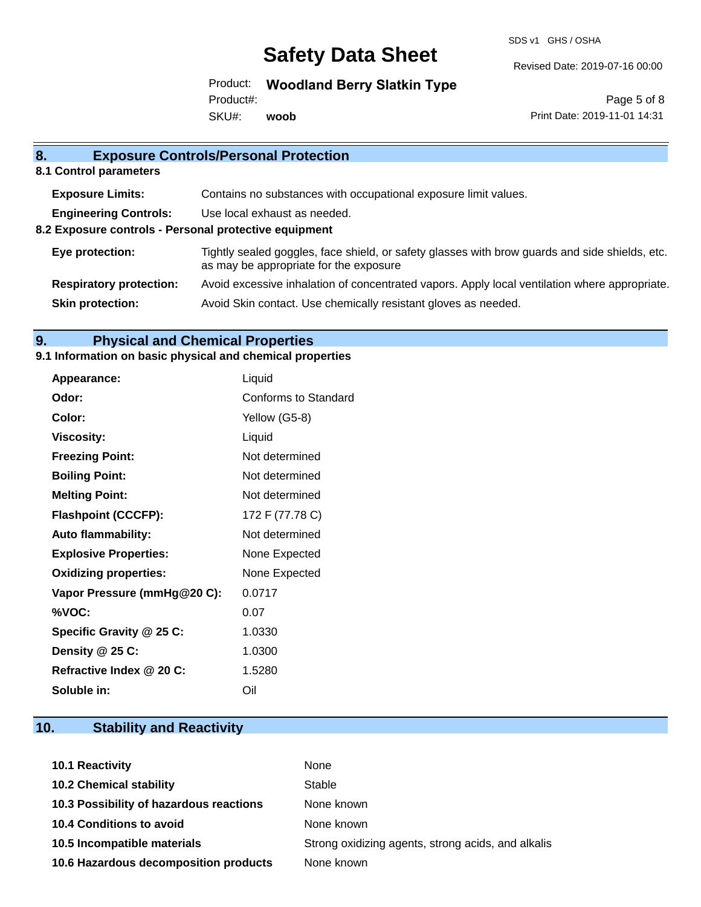## 8. Exposure Controls/Personal Protection

### 8.1 Control parameters

| | |
|---|---|
| **Exposure Limits:** | Contains no substances with occupational exposure limit values. |
| **Engineering Controls:** | Use local exhaust as needed. |

### 8.2 Exposure controls - Personal protective equipment

| | |
|---|---|
| **Eye protection:** | Tightly sealed goggles, face shield, or safety glasses with brow guards and side shields, etc. as may be appropriate for the exposure |
| **Respiratory protection:** | Avoid excessive inhalation of concentrated vapors. Apply local ventilation where appropriate. |
| **Skin protection:** | Avoid Skin contact. Use chemically resistant gloves as needed. |

## 9. Physical and Chemical Properties

### 9.1 Information on basic physical and chemical properties

| | |
|---|---|
| **Appearance:** | Liquid |
| **Odor:** | Conforms to Standard |
| **Color:** | Yellow (G5-8) |
| **Viscosity:** | Liquid |
| **Freezing Point:** | Not determined |
| **Boiling Point:** | Not determined |
| **Melting Point:** | Not determined |
| **Flashpoint (CCCFP):** | 172 F (77.78 C) |
| **Auto flammability:** | Not determined |
| **Explosive Properties:** | None Expected |
| **Oxidizing properties:** | None Expected |
| **Vapor Pressure (mmHg@20 C):** | 0.0717 |
| **%VOC:** | 0.07 |
| **Specific Gravity @ 25 C:** | 1.0330 |
| **Density @ 25 C:** | 1.0300 |
| **Refractive Index @ 20 C:** | 1.5280 |
| **Soluble in:** | Oil |

## 10. Stability and Reactivity

| | |
|---|---|
| **10.1 Reactivity** | None |
| **10.2 Chemical stability** | Stable |
| **10.3 Possibility of hazardous reactions** | None known |
| **10.4 Conditions to avoid** | None known |
| **10.5 Incompatible materials** | Strong oxidizing agents, strong acids, and alkalis |
| **10.6 Hazardous decomposition products** | None known |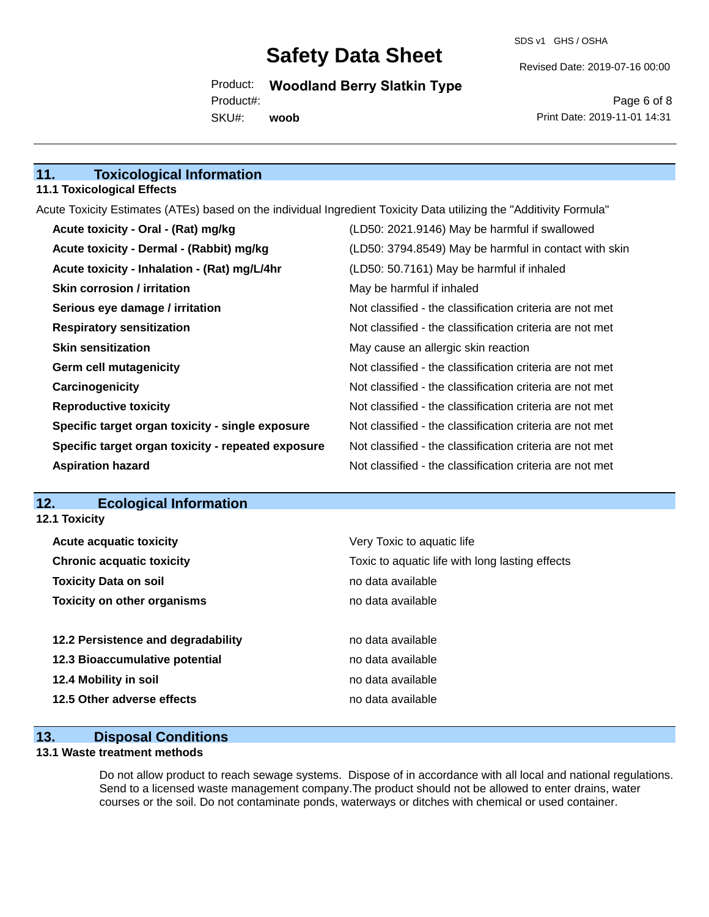## 11. Toxicological Information

### 11.1 Toxicological Effects

Acute Toxicity Estimates (ATEs) based on the individual Ingredient Toxicity Data utilizing the "Additivity Formula"

| | |
|---|---|
| **Acute toxicity - Oral - (Rat) mg/kg** | (LD50: 2021.9146) May be harmful if swallowed |
| **Acute toxicity - Dermal - (Rabbit) mg/kg** | (LD50: 3794.8549) May be harmful in contact with skin |
| **Acute toxicity - Inhalation - (Rat) mg/L/4hr** | (LD50: 50.7161) May be harmful if inhaled |
| **Skin corrosion / irritation** | May be harmful if inhaled |
| **Serious eye damage / irritation** | Not classified - the classification criteria are not met |
| **Respiratory sensitization** | Not classified - the classification criteria are not met |
| **Skin sensitization** | May cause an allergic skin reaction |
| **Germ cell mutagenicity** | Not classified - the classification criteria are not met |
| **Carcinogenicity** | Not classified - the classification criteria are not met |
| **Reproductive toxicity** | Not classified - the classification criteria are not met |
| **Specific target organ toxicity - single exposure** | Not classified - the classification criteria are not met |
| **Specific target organ toxicity - repeated exposure** | Not classified - the classification criteria are not met |
| **Aspiration hazard** | Not classified - the classification criteria are not met |

## 12. Ecological Information

### 12.1 Toxicity

| | |
|---|---|
| **Acute acquatic toxicity** | Very Toxic to aquatic life |
| **Chronic acquatic toxicity** | Toxic to aquatic life with long lasting effects |
| **Toxicity Data on soil** | no data available |
| **Toxicity on other organisms** | no data available |

| | |
|---|---|
| **12.2 Persistence and degradability** | no data available |
| **12.3 Bioaccumulative potential** | no data available |
| **12.4 Mobility in soil** | no data available |
| **12.5 Other adverse effects** | no data available |

## 13. Disposal Conditions

### 13.1 Waste treatment methods

Do not allow product to reach sewage systems. Dispose of in accordance with all local and national regulations. Send to a licensed waste management company.The product should not be allowed to enter drains, water courses or the soil. Do not contaminate ponds, waterways or ditches with chemical or used container.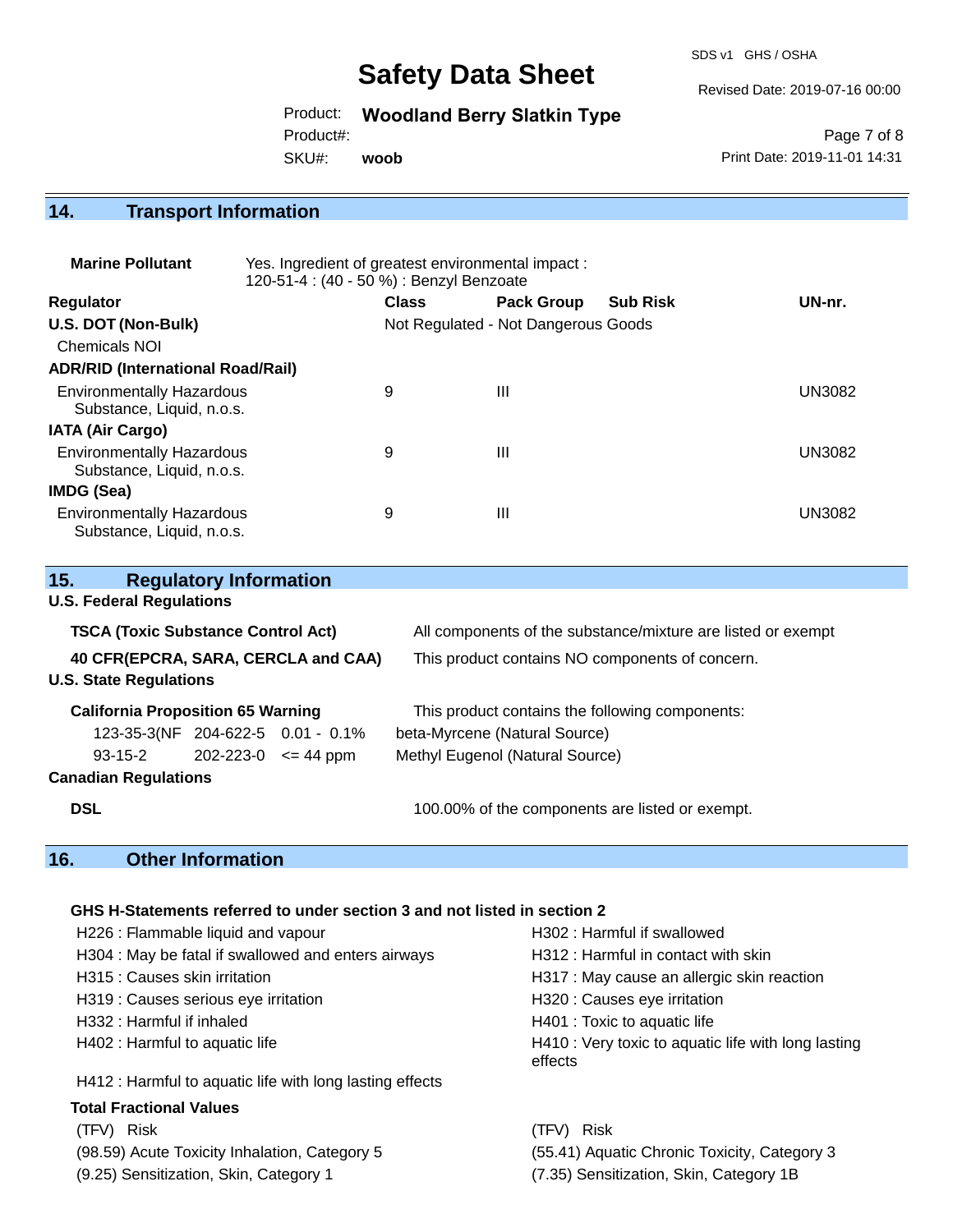## 14. Transport Information

**Marine Pollutant** Yes. Ingredient of greatest environmental impact : 120-51-4 : (40 - 50 %) : Benzyl Benzoate

| Regulator | Class | Pack Group | Sub Risk | UN-nr. |
|---|---|---|---|---|
| **U.S. DOT (Non-Bulk)** | Not Regulated - Not Dangerous Goods | | | |
| Chemicals NOI | | | | |
| **ADR/RID (International Road/Rail)** | | | | |
| Environmentally Hazardous Substance, Liquid, n.o.s. | 9 | III | | UN3082 |
| **IATA (Air Cargo)** | | | | |
| Environmentally Hazardous Substance, Liquid, n.o.s. | 9 | III | | UN3082 |
| **IMDG (Sea)** | | | | |
| Environmentally Hazardous Substance, Liquid, n.o.s. | 9 | III | | UN3082 |

## 15. Regulatory Information

**U.S. Federal Regulations**

**TSCA (Toxic Substance Control Act)** All components of the substance/mixture are listed or exempt

**40 CFR(EPCRA, SARA, CERCLA and CAA)** This product contains NO components of concern.

**U.S. State Regulations**

**California Proposition 65 Warning** This product contains the following components:

| | | | |
|---|---|---|---|
| 123-35-3(NF | 204-622-5 | 0.01 - 0.1% | beta-Myrcene (Natural Source) |
| 93-15-2 | 202-223-0 | <= 44 ppm | Methyl Eugenol (Natural Source) |

**Canadian Regulations**

**DSL** 100.00% of the components are listed or exempt.

## 16. Other Information

**GHS H-Statements referred to under section 3 and not listed in section 2**

H226 : Flammable liquid and vapour
H302 : Harmful if swallowed
H304 : May be fatal if swallowed and enters airways
H312 : Harmful in contact with skin
H315 : Causes skin irritation
H317 : May cause an allergic skin reaction
H319 : Causes serious eye irritation
H320 : Causes eye irritation
H332 : Harmful if inhaled
H401 : Toxic to aquatic life
H402 : Harmful to aquatic life
H410 : Very toxic to aquatic life with long lasting effects
H412 : Harmful to aquatic life with long lasting effects

**Total Fractional Values**

| (TFV) Risk | (TFV) Risk |
|---|---|
| (98.59) Acute Toxicity Inhalation, Category 5 | (55.41) Aquatic Chronic Toxicity, Category 3 |
| (9.25) Sensitization, Skin, Category 1 | (7.35) Sensitization, Skin, Category 1B |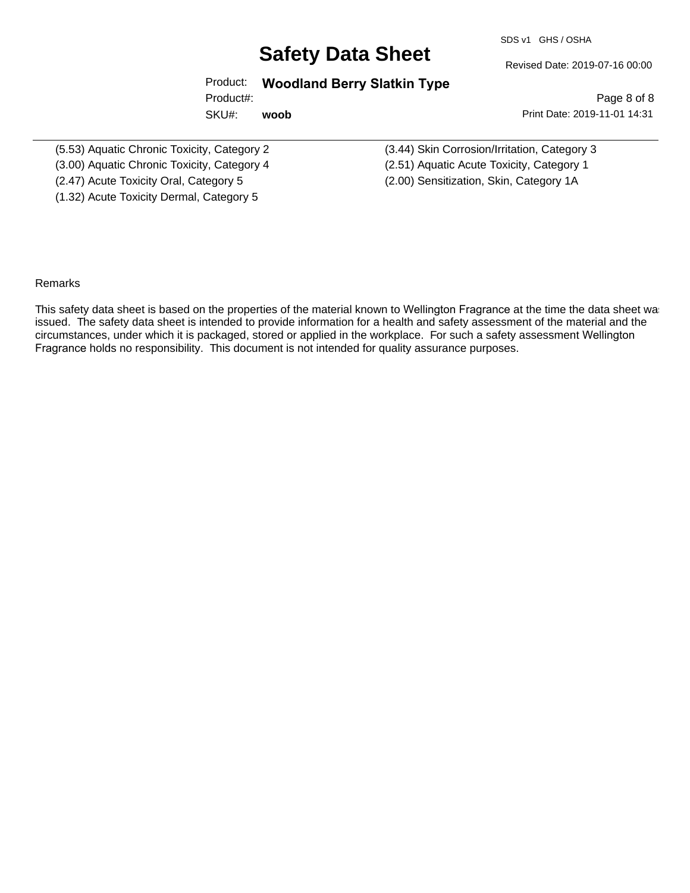(5.53) Aquatic Chronic Toxicity, Category 2

(3.00) Aquatic Chronic Toxicity, Category 4

(2.47) Acute Toxicity Oral, Category 5

(1.32) Acute Toxicity Dermal, Category 5

(3.44) Skin Corrosion/Irritation, Category 3

(2.51) Aquatic Acute Toxicity, Category 1

(2.00) Sensitization, Skin, Category 1A

Remarks

This safety data sheet is based on the properties of the material known to Wellington Fragrance at the time the data sheet was issued. The safety data sheet is intended to provide information for a health and safety assessment of the material and the circumstances, under which it is packaged, stored or applied in the workplace. For such a safety assessment Wellington Fragrance holds no responsibility. This document is not intended for quality assurance purposes.